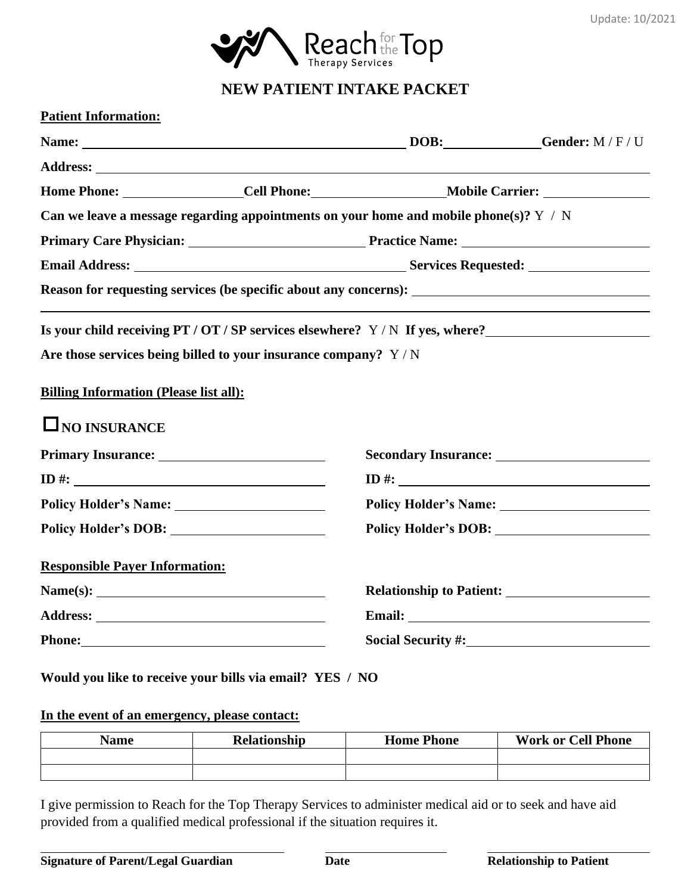Update: 10/2021

Reach for the Top Therapy Services

# NEW PATIENT INTAKE PACKET

**Patient Information:**

**Name:** ______________________ **DOB:** __________ **Gender:** M / F / U

**Address:** ______________________________________________

**Home Phone:** ____________ **Cell Phone:** ____________ **Mobile Carrier:** ____________

**Can we leave a message regarding appointments on your home and mobile phone(s)?** Y / N

**Primary Care Physician:** ____________________ **Practice Name:** ____________________

**Email Address:** ____________________ **Services Requested:** ____________________

**Reason for requesting services (be specific about any concerns):** ____________________

______________________________________________

**Is your child receiving PT / OT / SP services elsewhere?** Y / N **If yes, where?** ____________________

**Are those services being billed to your insurance company?** Y / N

**Billing Information (Please list all):**

☐ **NO INSURANCE**

**Primary Insurance:** ____________________

**ID #:** ____________________

**Policy Holder's Name:** ____________________

**Policy Holder's DOB:** ____________________

**Secondary Insurance:** ____________________

**ID #:** ____________________

**Policy Holder's Name:** ____________________

**Policy Holder's DOB:** ____________________

**Responsible Payer Information:**

**Name(s):** ____________________

**Address:** ____________________

**Phone:** ____________________

**Relationship to Patient:** ____________________

**Email:** ____________________

**Social Security #:** ____________________

**Would you like to receive your bills via email? YES / NO**

**In the event of an emergency, please contact:**

| Name | Relationship | Home Phone | Work or Cell Phone |
| --- | --- | --- | --- |
| | | | |
| | | | |

I give permission to Reach for the Top Therapy Services to administer medical aid or to seek and have aid provided from a qualified medical professional if the situation requires it.

______________________________ ______________ ____________________

**Signature of Parent/Legal Guardian** **Date** **Relationship to Patient**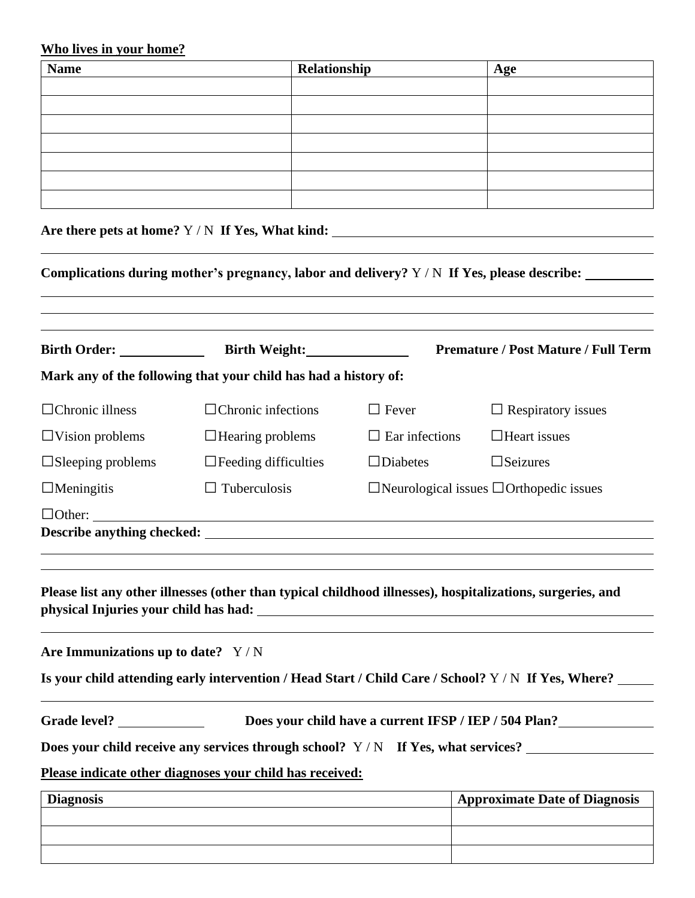**Who lives in your home?**

| Name | Relationship | Age |
|---|---|---|
| | | |
| | | |
| | | |
| | | |
| | | |
| | | |
| | | |

**Are there pets at home?** Y / N **If Yes, What kind:** \_\_\_\_\_\_\_\_\_\_\_\_\_\_\_\_\_\_\_\_\_\_\_\_\_\_\_\_\_\_\_\_\_\_\_\_\_\_\_\_

**Complications during mother's pregnancy, labor and delivery?** Y / N **If Yes, please describe:** \_\_\_\_\_\_\_\_\_\_

**Birth Order:** \_\_\_\_\_\_\_\_\_\_\_ **Birth Weight:** \_\_\_\_\_\_\_\_\_\_\_\_\_ **Premature / Post Mature / Full Term**

**Mark any of the following that your child has had a history of:**

☐Chronic illness ☐Chronic infections ☐ Fever ☐ Respiratory issues

☐Vision problems ☐Hearing problems ☐ Ear infections ☐Heart issues

☐Sleeping problems ☐Feeding difficulties ☐Diabetes ☐Seizures

☐Meningitis ☐ Tuberculosis ☐Neurological issues ☐Orthopedic issues

☐Other: \_\_\_\_\_\_\_\_\_\_\_\_\_\_\_\_\_\_\_\_\_\_\_\_\_\_\_\_\_\_\_\_\_\_\_\_\_\_\_\_

**Describe anything checked:** \_\_\_\_\_\_\_\_\_\_\_\_\_\_\_\_\_\_\_\_\_\_\_\_\_\_\_\_\_\_\_\_\_\_\_\_\_\_\_\_

**Please list any other illnesses (other than typical childhood illnesses), hospitalizations, surgeries, and physical Injuries your child has had:** \_\_\_\_\_\_\_\_\_\_\_\_\_\_\_\_\_\_\_\_\_\_\_\_\_\_\_\_\_\_\_\_

**Are Immunizations up to date?** Y / N

**Is your child attending early intervention / Head Start / Child Care / School?** Y / N **If Yes, Where?** \_\_\_\_\_

**Grade level?** \_\_\_\_\_\_\_\_\_\_\_ **Does your child have a current IFSP / IEP / 504 Plan?** \_\_\_\_\_\_\_\_\_\_\_\_

**Does your child receive any services through school?** Y / N **If Yes, what services?** \_\_\_\_\_\_\_\_\_\_\_\_\_\_\_\_

**Please indicate other diagnoses your child has received:**

| Diagnosis | Approximate Date of Diagnosis |
|---|---|
| | |
| | |
| | |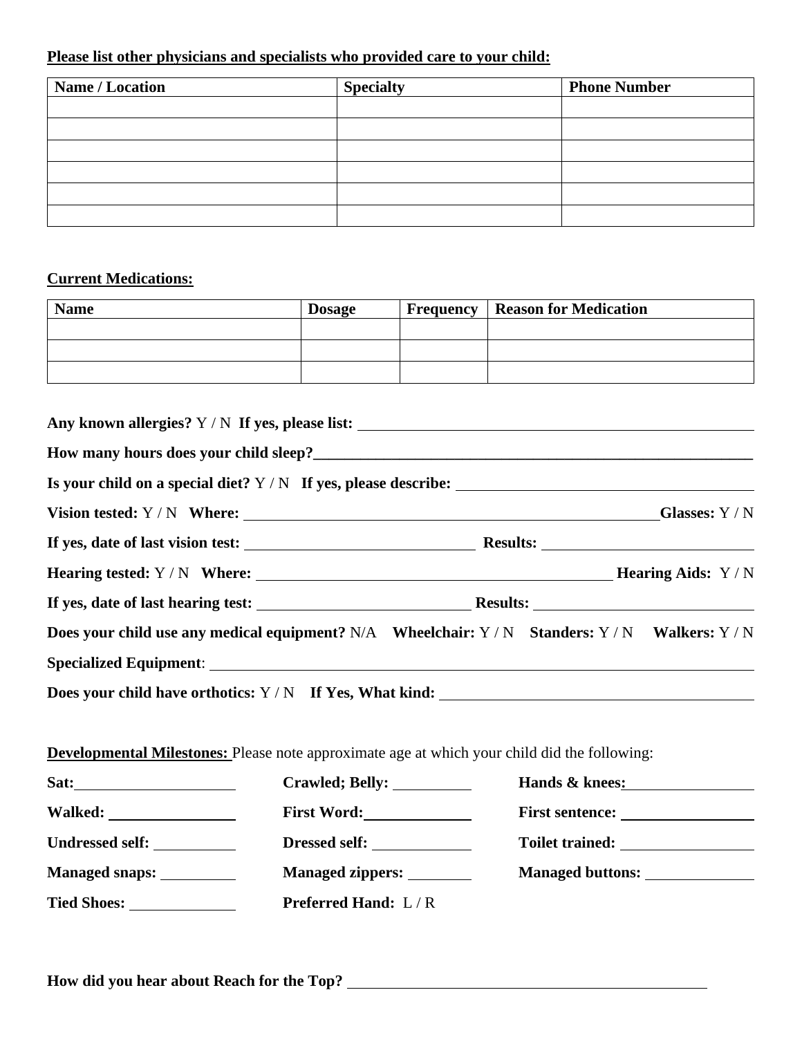**Please list other physicians and specialists who provided care to your child:**

| Name / Location | Specialty | Phone Number |
|---|---|---|
| | | |
| | | |
| | | |
| | | |
| | | |
| | | |

**Current Medications:**

| Name | Dosage | Frequency | Reason for Medication |
|---|---|---|---|
| | | | |
| | | | |
| | | | |

**Any known allergies?** Y / N **If yes, please list:** ____________________

**How many hours does your child sleep?**____________________

**Is your child on a special diet?** Y / N **If yes, please describe:** ____________________

**Vision tested:** Y / N **Where:** ____________________ **Glasses:** Y / N

**If yes, date of last vision test:** ____________________ **Results:** ____________________

**Hearing tested:** Y / N **Where:** ____________________ **Hearing Aids:** Y / N

**If yes, date of last hearing test:** ____________________ **Results:** ____________________

**Does your child use any medical equipment?** N/A **Wheelchair:** Y / N **Standers:** Y / N **Walkers:** Y / N

**Specialized Equipment**: ____________________

**Does your child have orthotics:** Y / N **If Yes, What kind:** ____________________

**Developmental Milestones:** Please note approximate age at which your child did the following:

**Sat:** __________ **Crawled; Belly:** __________ **Hands & knees:** __________

**Walked:** __________ **First Word:** __________ **First sentence:** __________

**Undressed self:** __________ **Dressed self:** __________ **Toilet trained:** __________

**Managed snaps:** __________ **Managed zippers:** __________ **Managed buttons:** __________

**Tied Shoes:** __________ **Preferred Hand:** L / R

**How did you hear about Reach for the Top?** ____________________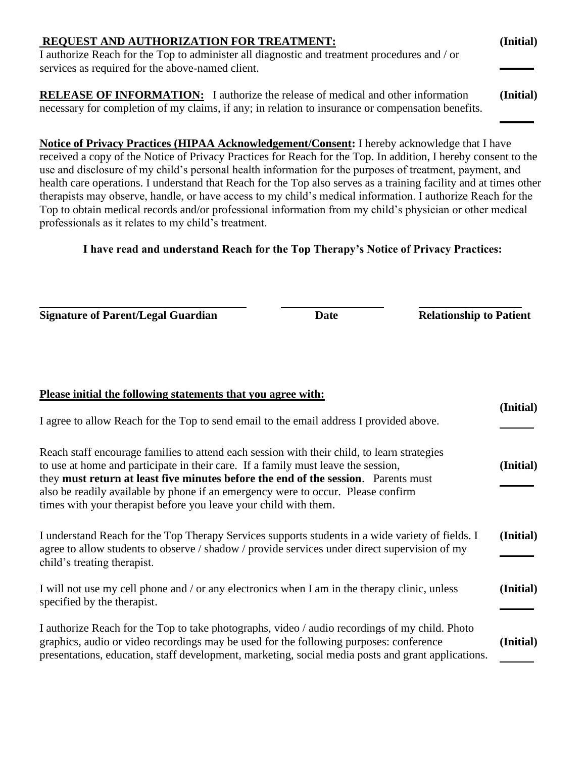**REQUEST AND AUTHORIZATION FOR TREATMENT:** **(Initial)**

I authorize Reach for the Top to administer all diagnostic and treatment procedures and / or services as required for the above-named client. ______

**RELEASE OF INFORMATION:** I authorize the release of medical and other information necessary for completion of my claims, if any; in relation to insurance or compensation benefits. **(Initial)** ______

**Notice of Privacy Practices (HIPAA Acknowledgement/Consent:** I hereby acknowledge that I have received a copy of the Notice of Privacy Practices for Reach for the Top. In addition, I hereby consent to the use and disclosure of my child's personal health information for the purposes of treatment, payment, and health care operations. I understand that Reach for the Top also serves as a training facility and at times other therapists may observe, handle, or have access to my child's medical information. I authorize Reach for the Top to obtain medical records and/or professional information from my child's physician or other medical professionals as it relates to my child's treatment.

**I have read and understand Reach for the Top Therapy's Notice of Privacy Practices:**

______________________________ ______________ ______________

**Signature of Parent/Legal Guardian** **Date** **Relationship to Patient**

**Please initial the following statements that you agree with:**

I agree to allow Reach for the Top to send email to the email address I provided above. **(Initial)** ______

Reach staff encourage families to attend each session with their child, to learn strategies to use at home and participate in their care. If a family must leave the session, they **must return at least five minutes before the end of the session**. Parents must also be readily available by phone if an emergency were to occur. Please confirm times with your therapist before you leave your child with them. **(Initial)** ______

I understand Reach for the Top Therapy Services supports students in a wide variety of fields. I agree to allow students to observe / shadow / provide services under direct supervision of my child's treating therapist. **(Initial)** ______

I will not use my cell phone and / or any electronics when I am in the therapy clinic, unless specified by the therapist. **(Initial)** ______

I authorize Reach for the Top to take photographs, video / audio recordings of my child. Photo graphics, audio or video recordings may be used for the following purposes: conference presentations, education, staff development, marketing, social media posts and grant applications. **(Initial)** ______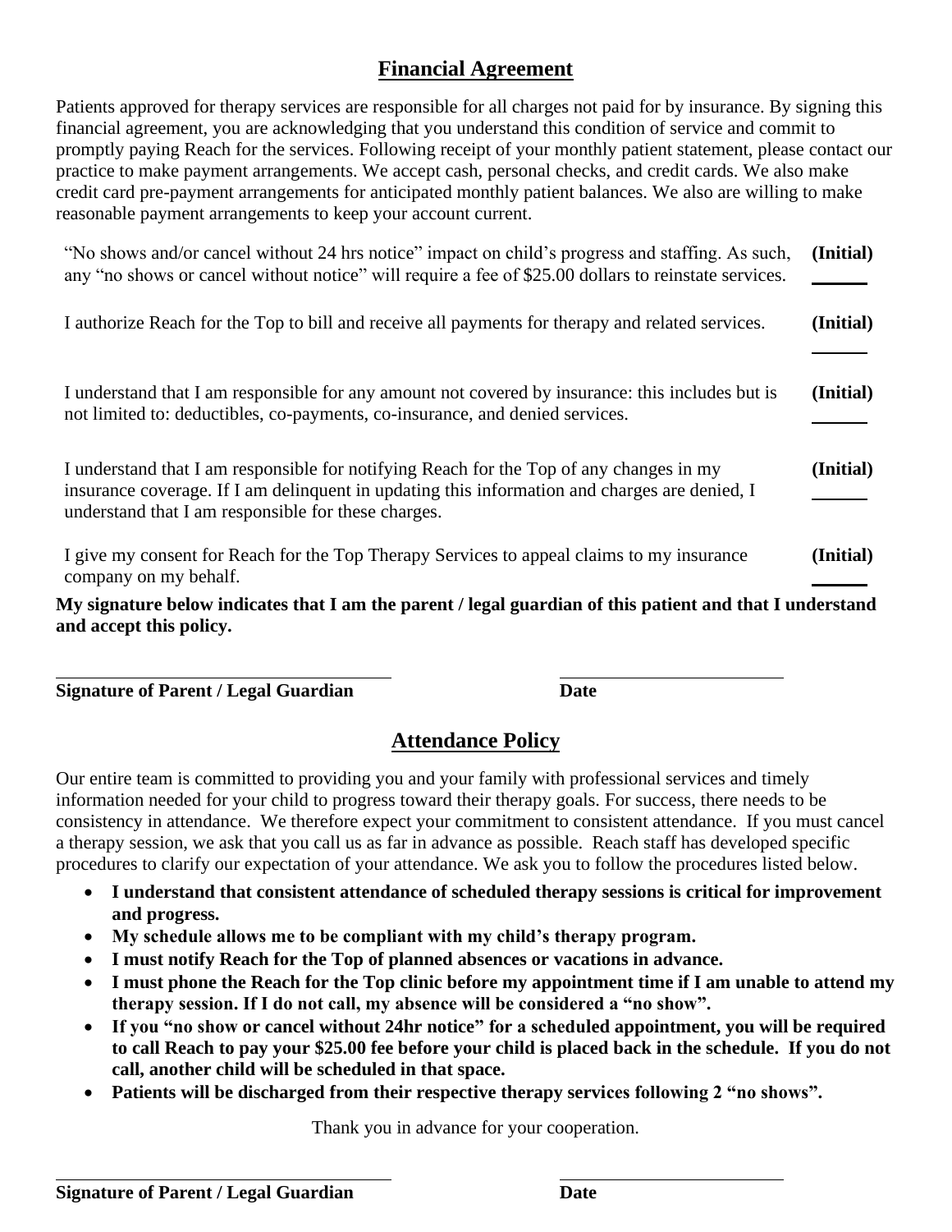## Financial Agreement

Patients approved for therapy services are responsible for all charges not paid for by insurance. By signing this financial agreement, you are acknowledging that you understand this condition of service and commit to promptly paying Reach for the services. Following receipt of your monthly patient statement, please contact our practice to make payment arrangements. We accept cash, personal checks, and credit cards. We also make credit card pre-payment arrangements for anticipated monthly patient balances. We also are willing to make reasonable payment arrangements to keep your account current.

| | |
|---|---|
| "No shows and/or cancel without 24 hrs notice" impact on child's progress and staffing. As such, any "no shows or cancel without notice" will require a fee of $25.00 dollars to reinstate services. | **(Initial)** ______ |
| I authorize Reach for the Top to bill and receive all payments for therapy and related services. | **(Initial)** ______ |
| I understand that I am responsible for any amount not covered by insurance: this includes but is not limited to: deductibles, co-payments, co-insurance, and denied services. | **(Initial)** ______ |
| I understand that I am responsible for notifying Reach for the Top of any changes in my insurance coverage. If I am delinquent in updating this information and charges are denied, I understand that I am responsible for these charges. | **(Initial)** ______ |
| I give my consent for Reach for the Top Therapy Services to appeal claims to my insurance company on my behalf. | **(Initial)** ______ |

**My signature below indicates that I am the parent / legal guardian of this patient and that I understand and accept this policy.**

______________________________ ______________________

**Signature of Parent / Legal Guardian** **Date**

## Attendance Policy

Our entire team is committed to providing you and your family with professional services and timely information needed for your child to progress toward their therapy goals. For success, there needs to be consistency in attendance. We therefore expect your commitment to consistent attendance. If you must cancel a therapy session, we ask that you call us as far in advance as possible. Reach staff has developed specific procedures to clarify our expectation of your attendance. We ask you to follow the procedures listed below.

- **I understand that consistent attendance of scheduled therapy sessions is critical for improvement and progress.**
- **My schedule allows me to be compliant with my child's therapy program.**
- **I must notify Reach for the Top of planned absences or vacations in advance.**
- **I must phone the Reach for the Top clinic before my appointment time if I am unable to attend my therapy session. If I do not call, my absence will be considered a "no show".**
- **If you "no show or cancel without 24hr notice" for a scheduled appointment, you will be required to call Reach to pay your $25.00 fee before your child is placed back in the schedule. If you do not call, another child will be scheduled in that space.**
- **Patients will be discharged from their respective therapy services following 2 "no shows".**

Thank you in advance for your cooperation.

______________________________ ______________________

**Signature of Parent / Legal Guardian** **Date**